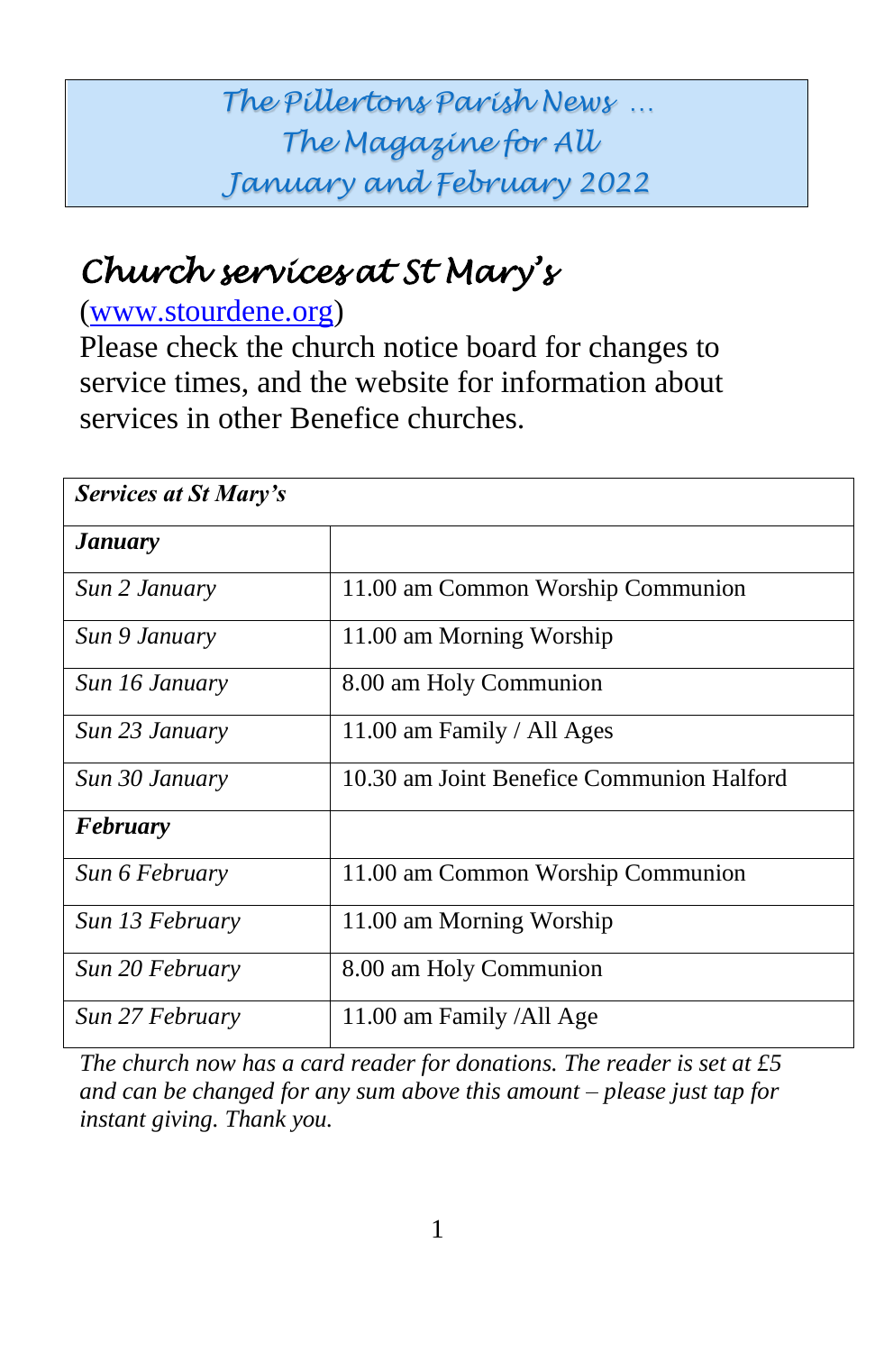# The Pillertons Parish News … The Magazine for All January and February 2022

## Church services at St Mary's

([www.stourdene.org](http://www.stourdene.org))
Please check the church notice board for changes to service times, and the website for information about services in other Benefice churches.

| ***Services at St Mary's*** | |
|---|---|
| ***January*** | |
| *Sun 2 January* | 11.00 am Common Worship Communion |
| *Sun 9 January* | 11.00 am Morning Worship |
| *Sun 16 January* | 8.00 am Holy Communion |
| *Sun 23 January* | 11.00 am Family / All Ages |
| *Sun 30 January* | 10.30 am Joint Benefice Communion Halford |
| ***February*** | |
| *Sun 6 February* | 11.00 am Common Worship Communion |
| *Sun 13 February* | 11.00 am Morning Worship |
| *Sun 20 February* | 8.00 am Holy Communion |
| *Sun 27 February* | 11.00 am Family /All Age |

*The church now has a card reader for donations. The reader is set at £5 and can be changed for any sum above this amount – please just tap for instant giving. Thank you.*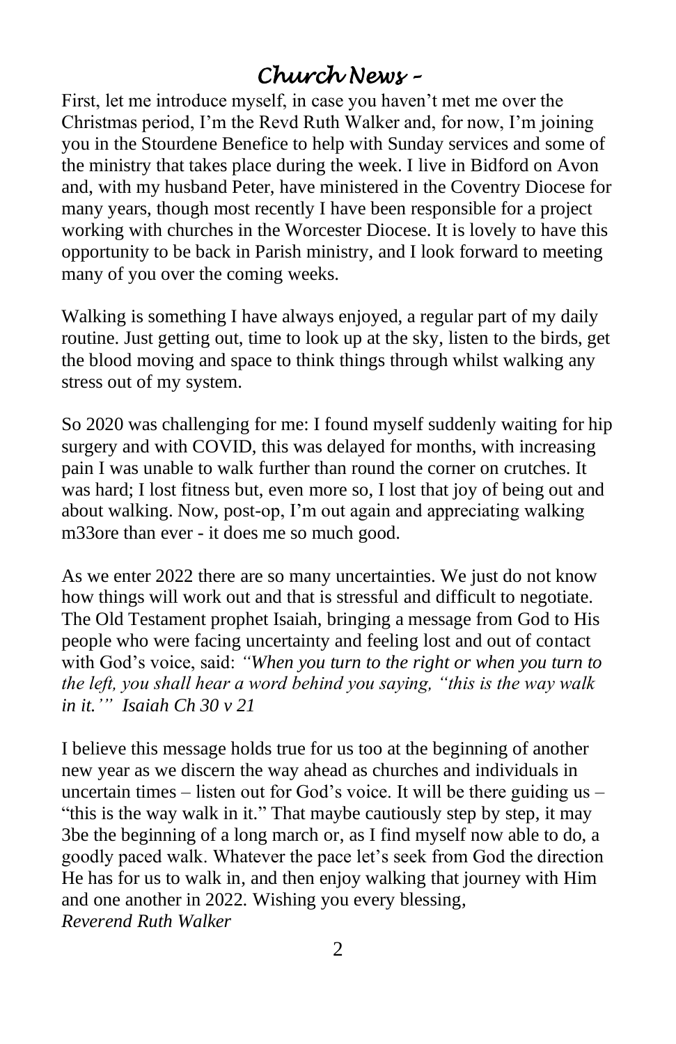# *Church News –*

First, let me introduce myself, in case you haven't met me over the Christmas period, I'm the Revd Ruth Walker and, for now, I'm joining you in the Stourdene Benefice to help with Sunday services and some of the ministry that takes place during the week. I live in Bidford on Avon and, with my husband Peter, have ministered in the Coventry Diocese for many years, though most recently I have been responsible for a project working with churches in the Worcester Diocese. It is lovely to have this opportunity to be back in Parish ministry, and I look forward to meeting many of you over the coming weeks.

Walking is something I have always enjoyed, a regular part of my daily routine. Just getting out, time to look up at the sky, listen to the birds, get the blood moving and space to think things through whilst walking any stress out of my system.

So 2020 was challenging for me: I found myself suddenly waiting for hip surgery and with COVID, this was delayed for months, with increasing pain I was unable to walk further than round the corner on crutches. It was hard; I lost fitness but, even more so, I lost that joy of being out and about walking. Now, post-op, I'm out again and appreciating walking m33ore than ever - it does me so much good.

As we enter 2022 there are so many uncertainties. We just do not know how things will work out and that is stressful and difficult to negotiate. The Old Testament prophet Isaiah, bringing a message from God to His people who were facing uncertainty and feeling lost and out of contact with God's voice, said: *"When you turn to the right or when you turn to the left, you shall hear a word behind you saying, "this is the way walk in it.'" Isaiah Ch 30 v 21*

I believe this message holds true for us too at the beginning of another new year as we discern the way ahead as churches and individuals in uncertain times – listen out for God's voice. It will be there guiding us – "this is the way walk in it." That maybe cautiously step by step, it may 3be the beginning of a long march or, as I find myself now able to do, a goodly paced walk. Whatever the pace let's seek from God the direction He has for us to walk in, and then enjoy walking that journey with Him and one another in 2022. Wishing you every blessing,
*Reverend Ruth Walker*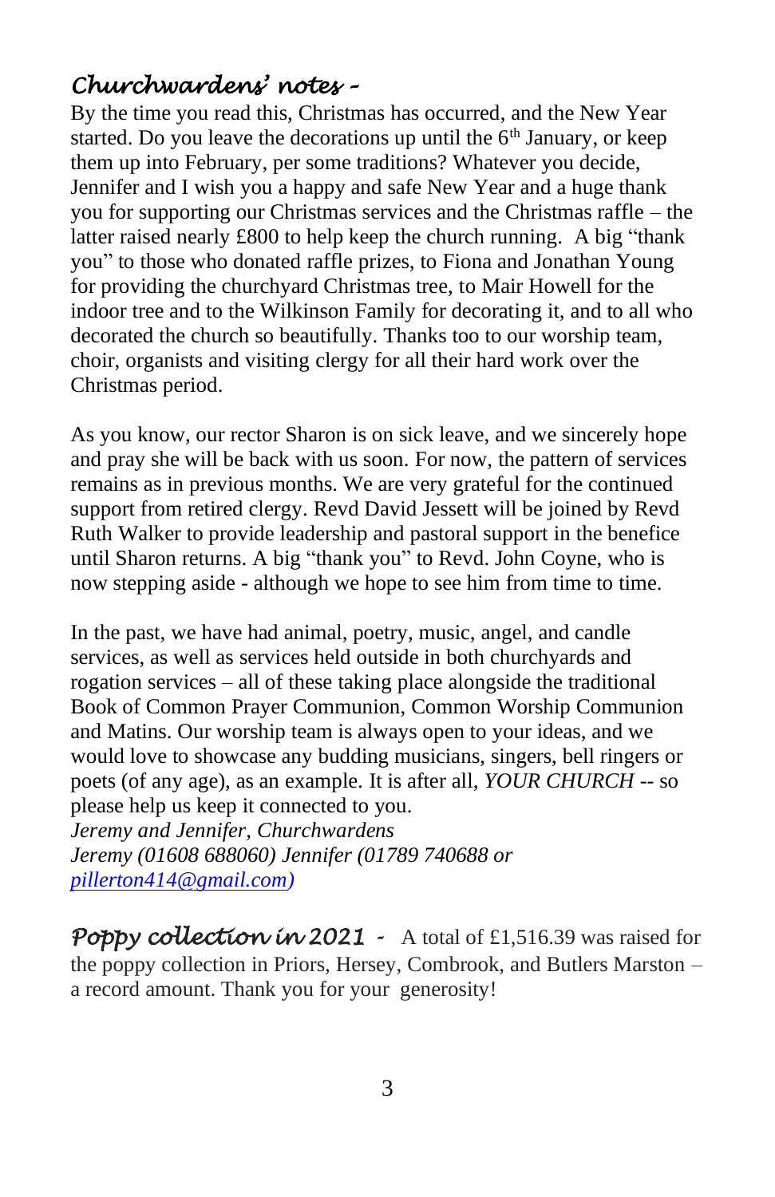## *Churchwardens' notes –*

By the time you read this, Christmas has occurred, and the New Year started. Do you leave the decorations up until the 6th January, or keep them up into February, per some traditions? Whatever you decide, Jennifer and I wish you a happy and safe New Year and a huge thank you for supporting our Christmas services and the Christmas raffle – the latter raised nearly £800 to help keep the church running. A big "thank you" to those who donated raffle prizes, to Fiona and Jonathan Young for providing the churchyard Christmas tree, to Mair Howell for the indoor tree and to the Wilkinson Family for decorating it, and to all who decorated the church so beautifully. Thanks too to our worship team, choir, organists and visiting clergy for all their hard work over the Christmas period.

As you know, our rector Sharon is on sick leave, and we sincerely hope and pray she will be back with us soon. For now, the pattern of services remains as in previous months. We are very grateful for the continued support from retired clergy. Revd David Jessett will be joined by Revd Ruth Walker to provide leadership and pastoral support in the benefice until Sharon returns. A big "thank you" to Revd. John Coyne, who is now stepping aside - although we hope to see him from time to time.

In the past, we have had animal, poetry, music, angel, and candle services, as well as services held outside in both churchyards and rogation services – all of these taking place alongside the traditional Book of Common Prayer Communion, Common Worship Communion and Matins. Our worship team is always open to your ideas, and we would love to showcase any budding musicians, singers, bell ringers or poets (of any age), as an example. It is after all, *YOUR CHURCH* -- so please help us keep it connected to you.

*Jeremy and Jennifer, Churchwardens*
*Jeremy (01608 688060) Jennifer (01789 740688 or pillerton414@gmail.com)*

***Poppy collection in 2021*** - A total of £1,516.39 was raised for the poppy collection in Priors, Hersey, Combrook, and Butlers Marston – a record amount. Thank you for your generosity!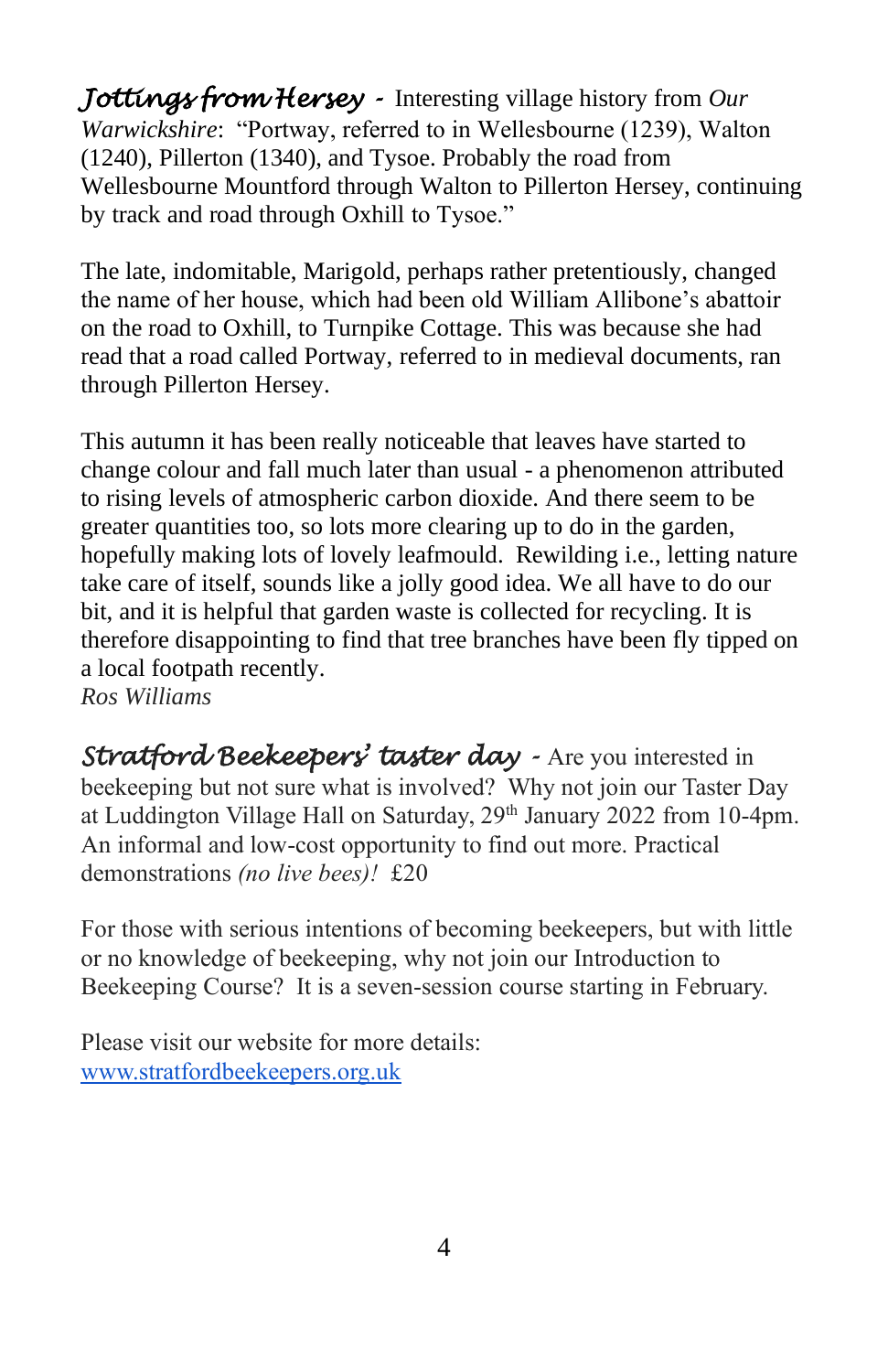***Jottings from Hersey*** - Interesting village history from *Our Warwickshire*: "Portway, referred to in Wellesbourne (1239), Walton (1240), Pillerton (1340), and Tysoe. Probably the road from Wellesbourne Mountford through Walton to Pillerton Hersey, continuing by track and road through Oxhill to Tysoe."

The late, indomitable, Marigold, perhaps rather pretentiously, changed the name of her house, which had been old William Allibone's abattoir on the road to Oxhill, to Turnpike Cottage. This was because she had read that a road called Portway, referred to in medieval documents, ran through Pillerton Hersey.

This autumn it has been really noticeable that leaves have started to change colour and fall much later than usual - a phenomenon attributed to rising levels of atmospheric carbon dioxide. And there seem to be greater quantities too, so lots more clearing up to do in the garden, hopefully making lots of lovely leafmould. Rewilding i.e., letting nature take care of itself, sounds like a jolly good idea. We all have to do our bit, and it is helpful that garden waste is collected for recycling. It is therefore disappointing to find that tree branches have been fly tipped on a local footpath recently.
*Ros Williams*

***Stratford Beekeepers' taster day*** - Are you interested in beekeeping but not sure what is involved? Why not join our Taster Day at Luddington Village Hall on Saturday, 29th January 2022 from 10-4pm. An informal and low-cost opportunity to find out more. Practical demonstrations *(no live bees)!* £20

For those with serious intentions of becoming beekeepers, but with little or no knowledge of beekeeping, why not join our Introduction to Beekeeping Course? It is a seven-session course starting in February.

Please visit our website for more details:
[www.stratfordbeekeepers.org.uk](http://www.stratfordbeekeepers.org.uk)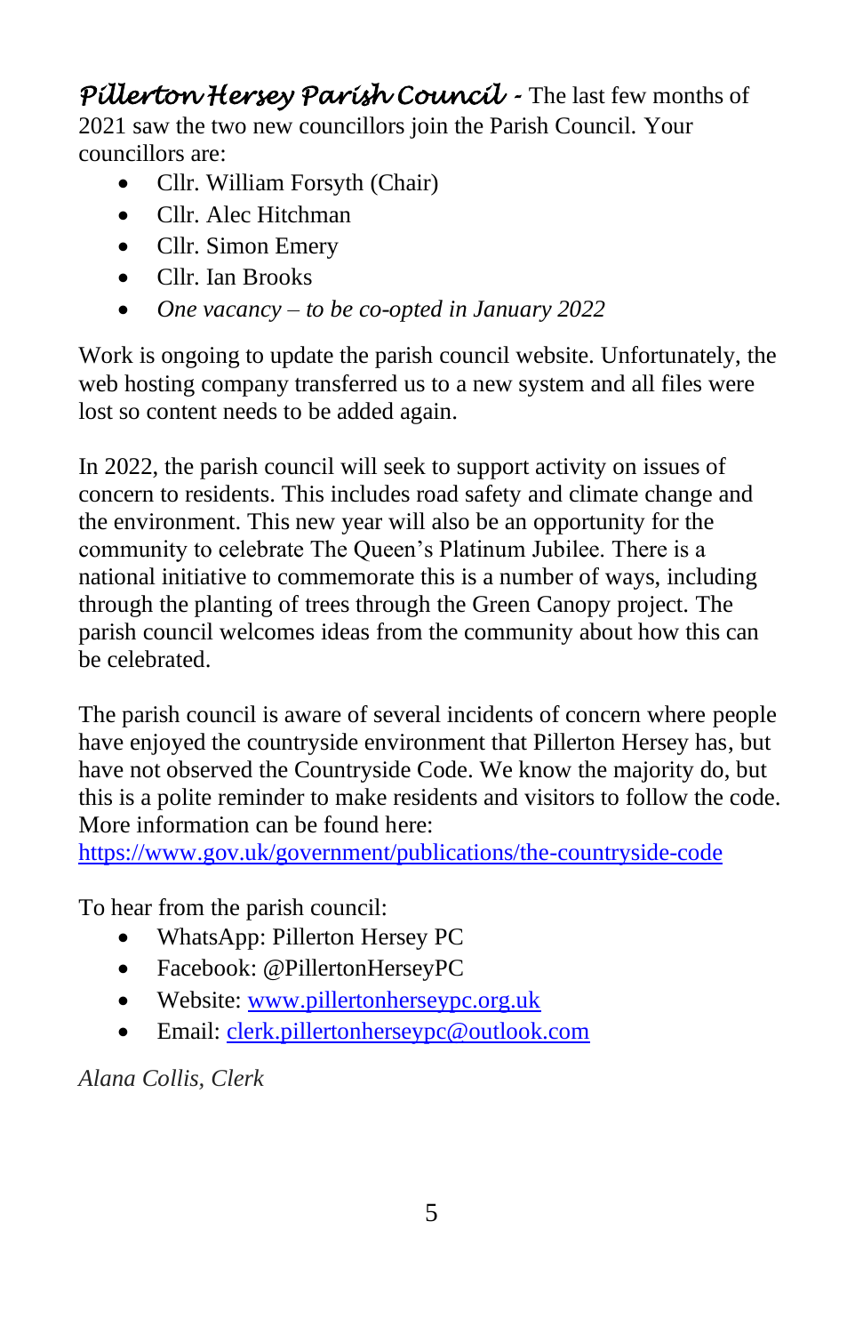***Pillerton Hersey Parish Council*** - The last few months of 2021 saw the two new councillors join the Parish Council. Your councillors are:

- Cllr. William Forsyth (Chair)
- Cllr. Alec Hitchman
- Cllr. Simon Emery
- Cllr. Ian Brooks
- *One vacancy – to be co-opted in January 2022*

Work is ongoing to update the parish council website. Unfortunately, the web hosting company transferred us to a new system and all files were lost so content needs to be added again.

In 2022, the parish council will seek to support activity on issues of concern to residents. This includes road safety and climate change and the environment. This new year will also be an opportunity for the community to celebrate The Queen's Platinum Jubilee. There is a national initiative to commemorate this is a number of ways, including through the planting of trees through the Green Canopy project. The parish council welcomes ideas from the community about how this can be celebrated.

The parish council is aware of several incidents of concern where people have enjoyed the countryside environment that Pillerton Hersey has, but have not observed the Countryside Code. We know the majority do, but this is a polite reminder to make residents and visitors to follow the code. More information can be found here: [https://www.gov.uk/government/publications/the-countryside-code](https://www.gov.uk/government/publications/the-countryside-code)

To hear from the parish council:

- WhatsApp: Pillerton Hersey PC
- Facebook: @PillertonHerseyPC
- Website: [www.pillertonherseypc.org.uk](http://www.pillertonherseypc.org.uk)
- Email: [clerk.pillertonherseypc@outlook.com](mailto:clerk.pillertonherseypc@outlook.com)

*Alana Collis, Clerk*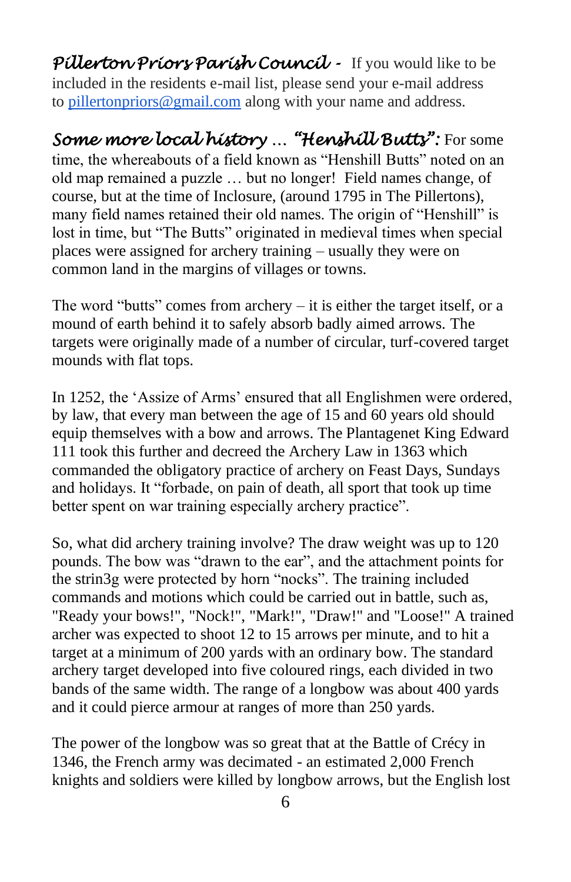***Pillerton Priors Parish Council -*** If you would like to be included in the residents e-mail list, please send your e-mail address to pillertonpriors@gmail.com along with your name and address.

***Some more local history … "Henshill Butts":*** For some time, the whereabouts of a field known as "Henshill Butts" noted on an old map remained a puzzle … but no longer! Field names change, of course, but at the time of Inclosure, (around 1795 in The Pillertons), many field names retained their old names. The origin of "Henshill" is lost in time, but "The Butts" originated in medieval times when special places were assigned for archery training – usually they were on common land in the margins of villages or towns.

The word "butts" comes from archery – it is either the target itself, or a mound of earth behind it to safely absorb badly aimed arrows. The targets were originally made of a number of circular, turf-covered target mounds with flat tops.

In 1252, the 'Assize of Arms' ensured that all Englishmen were ordered, by law, that every man between the age of 15 and 60 years old should equip themselves with a bow and arrows. The Plantagenet King Edward 111 took this further and decreed the Archery Law in 1363 which commanded the obligatory practice of archery on Feast Days, Sundays and holidays. It "forbade, on pain of death, all sport that took up time better spent on war training especially archery practice".

So, what did archery training involve? The draw weight was up to 120 pounds. The bow was "drawn to the ear", and the attachment points for the strin3g were protected by horn "nocks". The training included commands and motions which could be carried out in battle, such as, "Ready your bows!", "Nock!", "Mark!", "Draw!" and "Loose!" A trained archer was expected to shoot 12 to 15 arrows per minute, and to hit a target at a minimum of 200 yards with an ordinary bow. The standard archery target developed into five coloured rings, each divided in two bands of the same width. The range of a longbow was about 400 yards and it could pierce armour at ranges of more than 250 yards.

The power of the longbow was so great that at the Battle of Crécy in 1346, the French army was decimated - an estimated 2,000 French knights and soldiers were killed by longbow arrows, but the English lost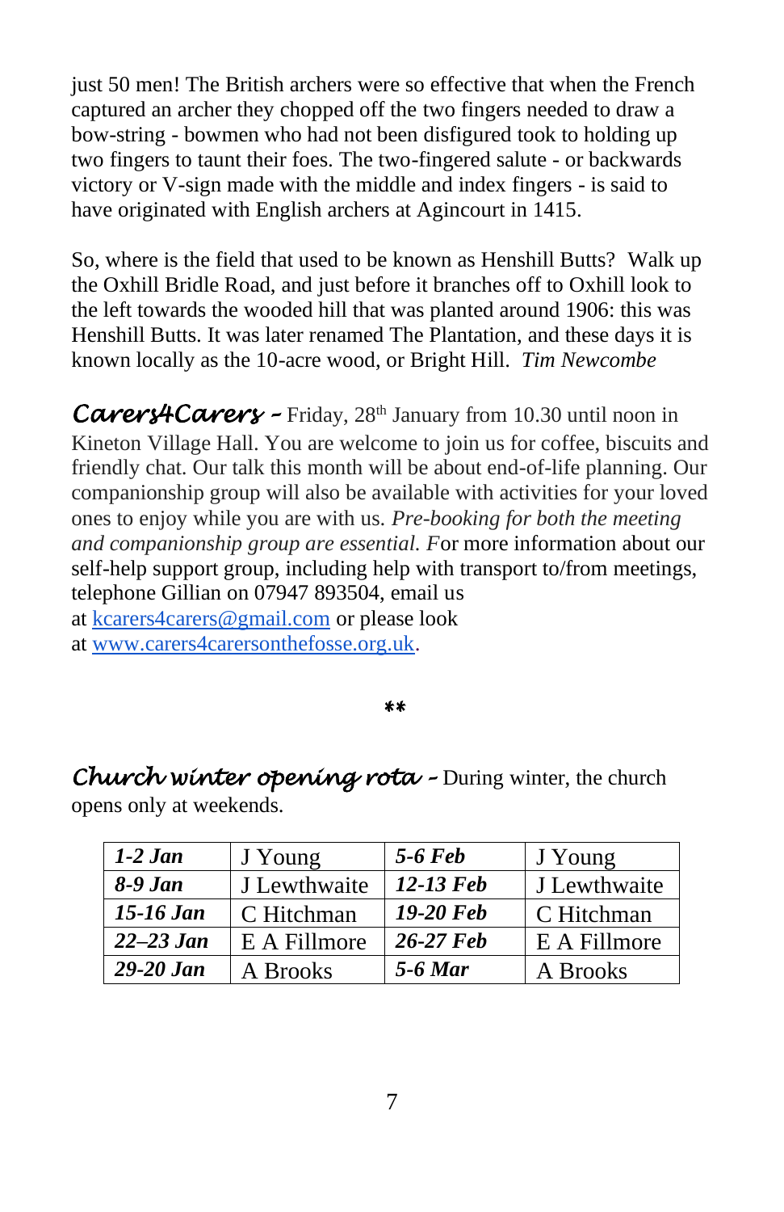just 50 men! The British archers were so effective that when the French captured an archer they chopped off the two fingers needed to draw a bow-string - bowmen who had not been disfigured took to holding up two fingers to taunt their foes. The two-fingered salute - or backwards victory or V-sign made with the middle and index fingers - is said to have originated with English archers at Agincourt in 1415.

So, where is the field that used to be known as Henshill Butts? Walk up the Oxhill Bridle Road, and just before it branches off to Oxhill look to the left towards the wooded hill that was planted around 1906: this was Henshill Butts. It was later renamed The Plantation, and these days it is known locally as the 10-acre wood, or Bright Hill. *Tim Newcombe*

***Carers4Carers*** – Friday, 28th January from 10.30 until noon in Kineton Village Hall. You are welcome to join us for coffee, biscuits and friendly chat. Our talk this month will be about end-of-life planning. Our companionship group will also be available with activities for your loved ones to enjoy while you are with us. *Pre-booking for both the meeting and companionship group are essential.* For more information about our self-help support group, including help with transport to/from meetings, telephone Gillian on 07947 893504, email us at kcarers4carers@gmail.com or please look at www.carers4carersonthefosse.org.uk.

**

***Church winter opening rota*** – During winter, the church opens only at weekends.

| | | | |
|---|---|---|---|
| ***1-2 Jan*** | J Young | ***5-6 Feb*** | J Young |
| ***8-9 Jan*** | J Lewthwaite | ***12-13 Feb*** | J Lewthwaite |
| ***15-16 Jan*** | C Hitchman | ***19-20 Feb*** | C Hitchman |
| ***22–23 Jan*** | E A Fillmore | ***26-27 Feb*** | E A Fillmore |
| ***29-20 Jan*** | A Brooks | ***5-6 Mar*** | A Brooks |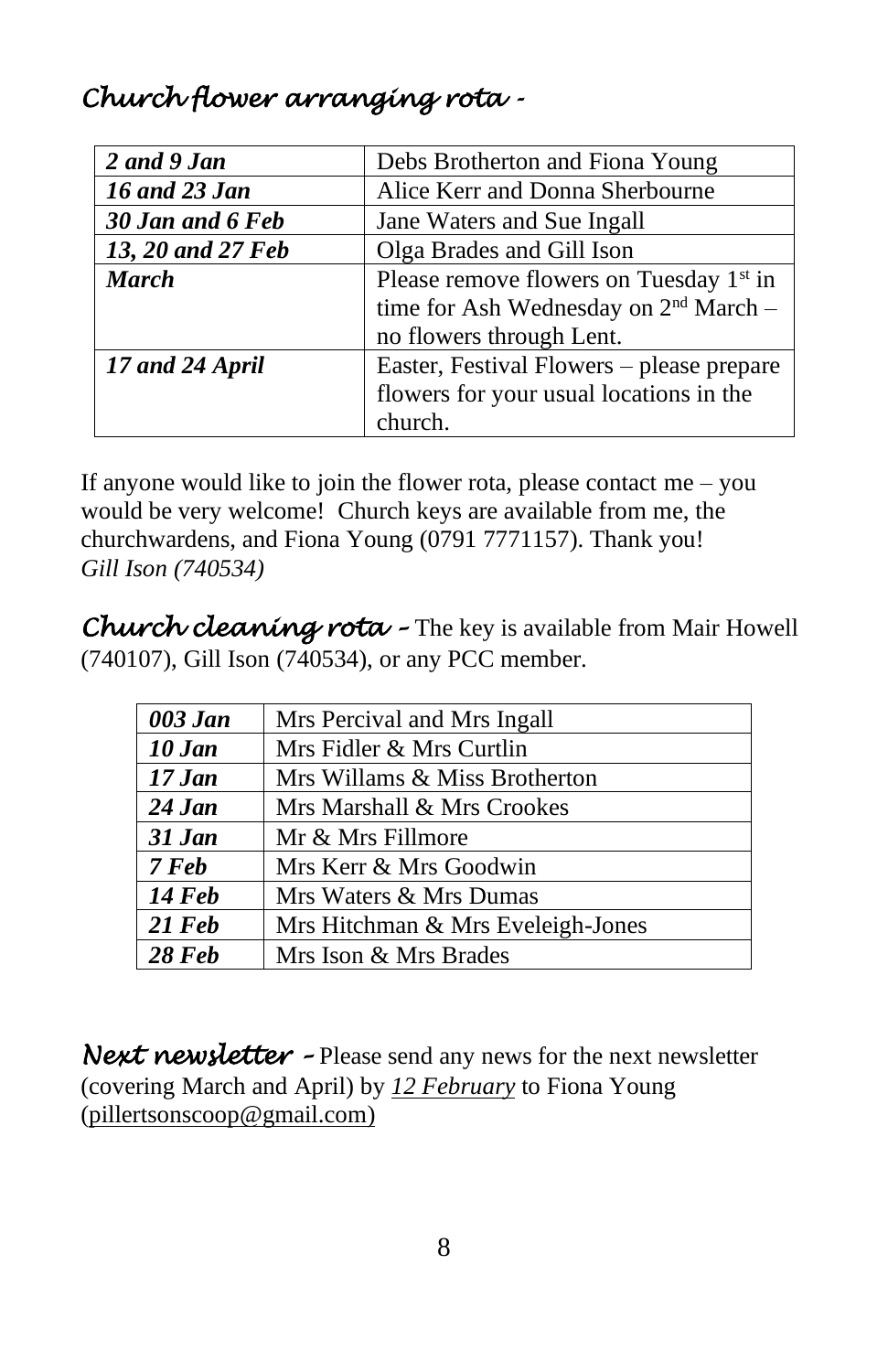## *Church flower arranging rota -*

| | |
|---|---|
| ***2 and 9 Jan*** | Debs Brotherton and Fiona Young |
| ***16 and 23 Jan*** | Alice Kerr and Donna Sherbourne |
| ***30 Jan and 6 Feb*** | Jane Waters and Sue Ingall |
| ***13, 20 and 27 Feb*** | Olga Brades and Gill Ison |
| ***March*** | Please remove flowers on Tuesday 1st in time for Ash Wednesday on 2nd March – no flowers through Lent. |
| ***17 and 24 April*** | Easter, Festival Flowers – please prepare flowers for your usual locations in the church. |

If anyone would like to join the flower rota, please contact me – you would be very welcome! Church keys are available from me, the churchwardens, and Fiona Young (0791 7771157). Thank you!
*Gill Ison (740534)*

***Church cleaning rota –*** The key is available from Mair Howell (740107), Gill Ison (740534), or any PCC member.

| | |
|---|---|
| ***003 Jan*** | Mrs Percival and Mrs Ingall |
| ***10 Jan*** | Mrs Fidler & Mrs Curtlin |
| ***17 Jan*** | Mrs Willams & Miss Brotherton |
| ***24 Jan*** | Mrs Marshall & Mrs Crookes |
| ***31 Jan*** | Mr & Mrs Fillmore |
| ***7 Feb*** | Mrs Kerr & Mrs Goodwin |
| ***14 Feb*** | Mrs Waters & Mrs Dumas |
| ***21 Feb*** | Mrs Hitchman & Mrs Eveleigh-Jones |
| ***28 Feb*** | Mrs Ison & Mrs Brades |

***Next newsletter –*** Please send any news for the next newsletter (covering March and April) by ***12 February*** to Fiona Young (pillertsonscoop@gmail.com)